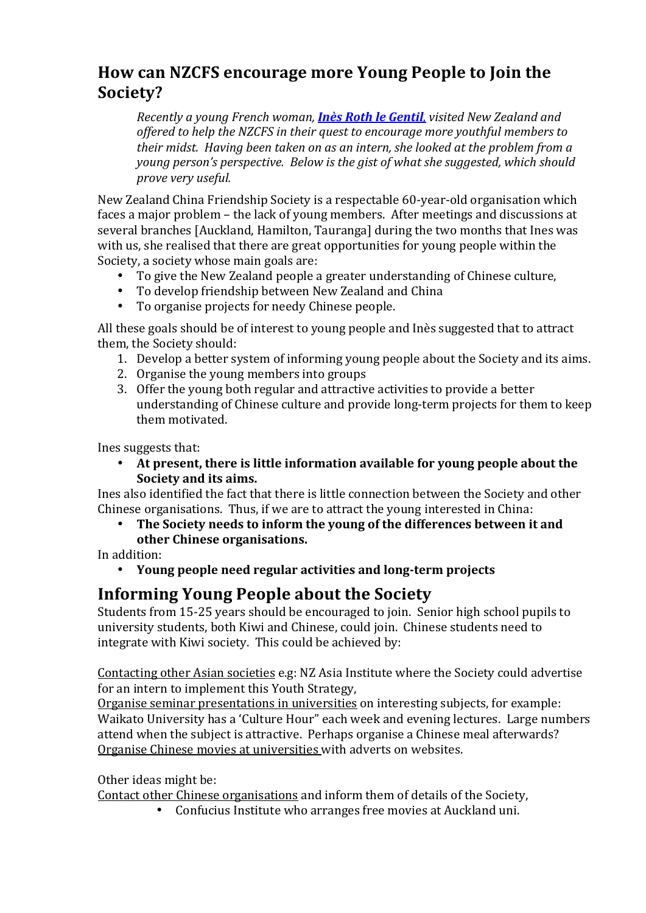## How can NZCFS encourage more Young People to Join the Society?

> *Recently a young French woman, **[Inès Roth le Gentil](#)**, visited New Zealand and offered to help the NZCFS in their quest to encourage more youthful members to their midst. Having been taken on as an intern, she looked at the problem from a young person's perspective. Below is the gist of what she suggested, which should prove very useful.*

New Zealand China Friendship Society is a respectable 60-year-old organisation which faces a major problem – the lack of young members. After meetings and discussions at several branches [Auckland, Hamilton, Tauranga] during the two months that Ines was with us, she realised that there are great opportunities for young people within the Society, a society whose main goals are:

- To give the New Zealand people a greater understanding of Chinese culture,
- To develop friendship between New Zealand and China
- To organise projects for needy Chinese people.

All these goals should be of interest to young people and Inès suggested that to attract them, the Society should:

1. Develop a better system of informing young people about the Society and its aims.
2. Organise the young members into groups
3. Offer the young both regular and attractive activities to provide a better understanding of Chinese culture and provide long-term projects for them to keep them motivated.

Ines suggests that:

- **At present, there is little information available for young people about the Society and its aims.**

Ines also identified the fact that there is little connection between the Society and other Chinese organisations. Thus, if we are to attract the young interested in China:

- **The Society needs to inform the young of the differences between it and other Chinese organisations.**

In addition:

- **Young people need regular activities and long-term projects**

# Informing Young People about the Society

Students from 15-25 years should be encouraged to join. Senior high school pupils to university students, both Kiwi and Chinese, could join. Chinese students need to integrate with Kiwi society. This could be achieved by:

<u>Contacting other Asian societies</u> e.g: NZ Asia Institute where the Society could advertise for an intern to implement this Youth Strategy,
<u>Organise seminar presentations in universities</u> on interesting subjects, for example: Waikato University has a 'Culture Hour" each week and evening lectures. Large numbers attend when the subject is attractive. Perhaps organise a Chinese meal afterwards?
<u>Organise Chinese movies at universities</u> with adverts on websites.

Other ideas might be:
<u>Contact other Chinese organisations</u> and inform them of details of the Society,

- Confucius Institute who arranges free movies at Auckland uni.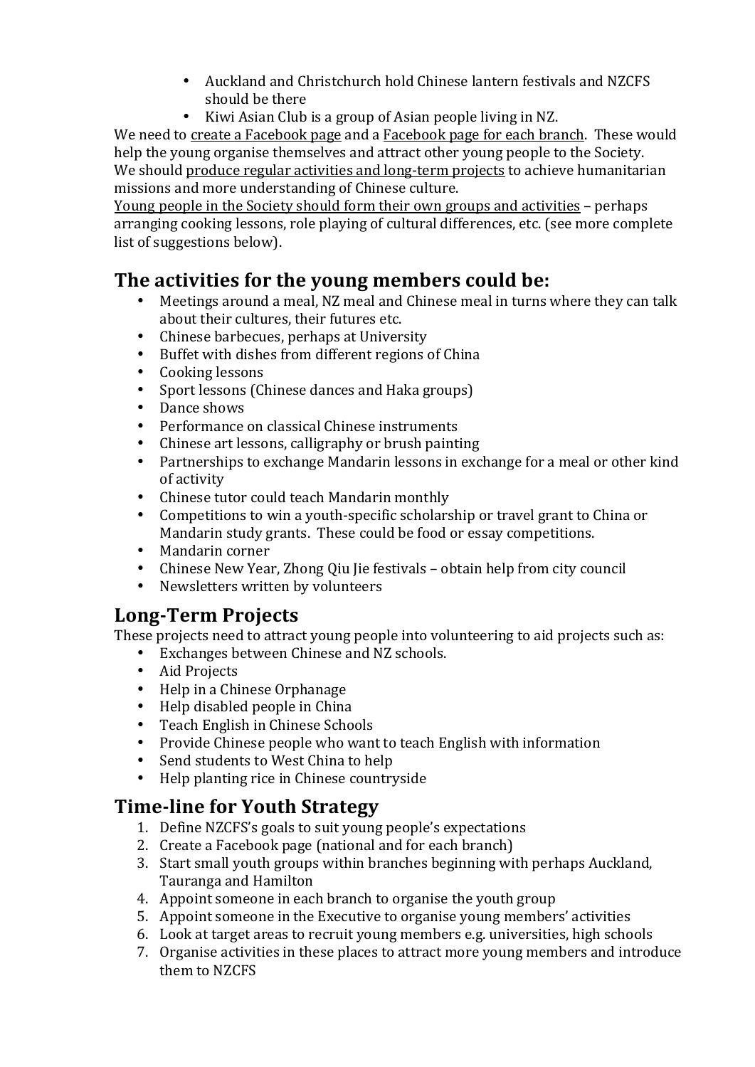- Auckland and Christchurch hold Chinese lantern festivals and NZCFS should be there
- Kiwi Asian Club is a group of Asian people living in NZ.

We need to create a Facebook page and a Facebook page for each branch. These would help the young organise themselves and attract other young people to the Society. We should produce regular activities and long-term projects to achieve humanitarian missions and more understanding of Chinese culture.
Young people in the Society should form their own groups and activities – perhaps arranging cooking lessons, role playing of cultural differences, etc. (see more complete list of suggestions below).

## The activities for the young members could be:

- Meetings around a meal, NZ meal and Chinese meal in turns where they can talk about their cultures, their futures etc.
- Chinese barbecues, perhaps at University
- Buffet with dishes from different regions of China
- Cooking lessons
- Sport lessons (Chinese dances and Haka groups)
- Dance shows
- Performance on classical Chinese instruments
- Chinese art lessons, calligraphy or brush painting
- Partnerships to exchange Mandarin lessons in exchange for a meal or other kind of activity
- Chinese tutor could teach Mandarin monthly
- Competitions to win a youth-specific scholarship or travel grant to China or Mandarin study grants. These could be food or essay competitions.
- Mandarin corner
- Chinese New Year, Zhong Qiu Jie festivals – obtain help from city council
- Newsletters written by volunteers

## Long-Term Projects

These projects need to attract young people into volunteering to aid projects such as:

- Exchanges between Chinese and NZ schools.
- Aid Projects
- Help in a Chinese Orphanage
- Help disabled people in China
- Teach English in Chinese Schools
- Provide Chinese people who want to teach English with information
- Send students to West China to help
- Help planting rice in Chinese countryside

## Time-line for Youth Strategy

1. Define NZCFS's goals to suit young people's expectations
2. Create a Facebook page (national and for each branch)
3. Start small youth groups within branches beginning with perhaps Auckland, Tauranga and Hamilton
4. Appoint someone in each branch to organise the youth group
5. Appoint someone in the Executive to organise young members' activities
6. Look at target areas to recruit young members e.g. universities, high schools
7. Organise activities in these places to attract more young members and introduce them to NZCFS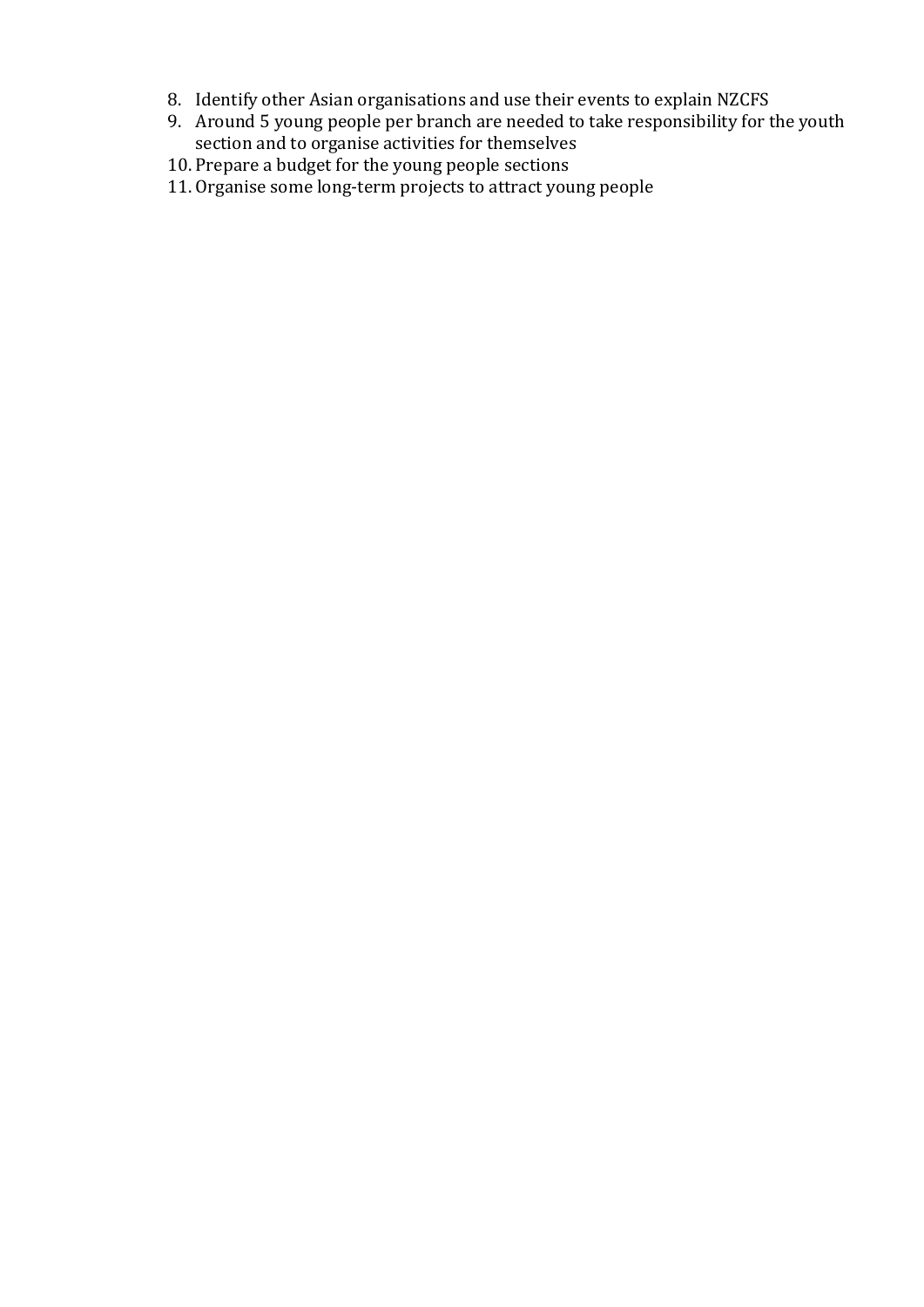8. Identify other Asian organisations and use their events to explain NZCFS
9. Around 5 young people per branch are needed to take responsibility for the youth section and to organise activities for themselves
10. Prepare a budget for the young people sections
11. Organise some long-term projects to attract young people